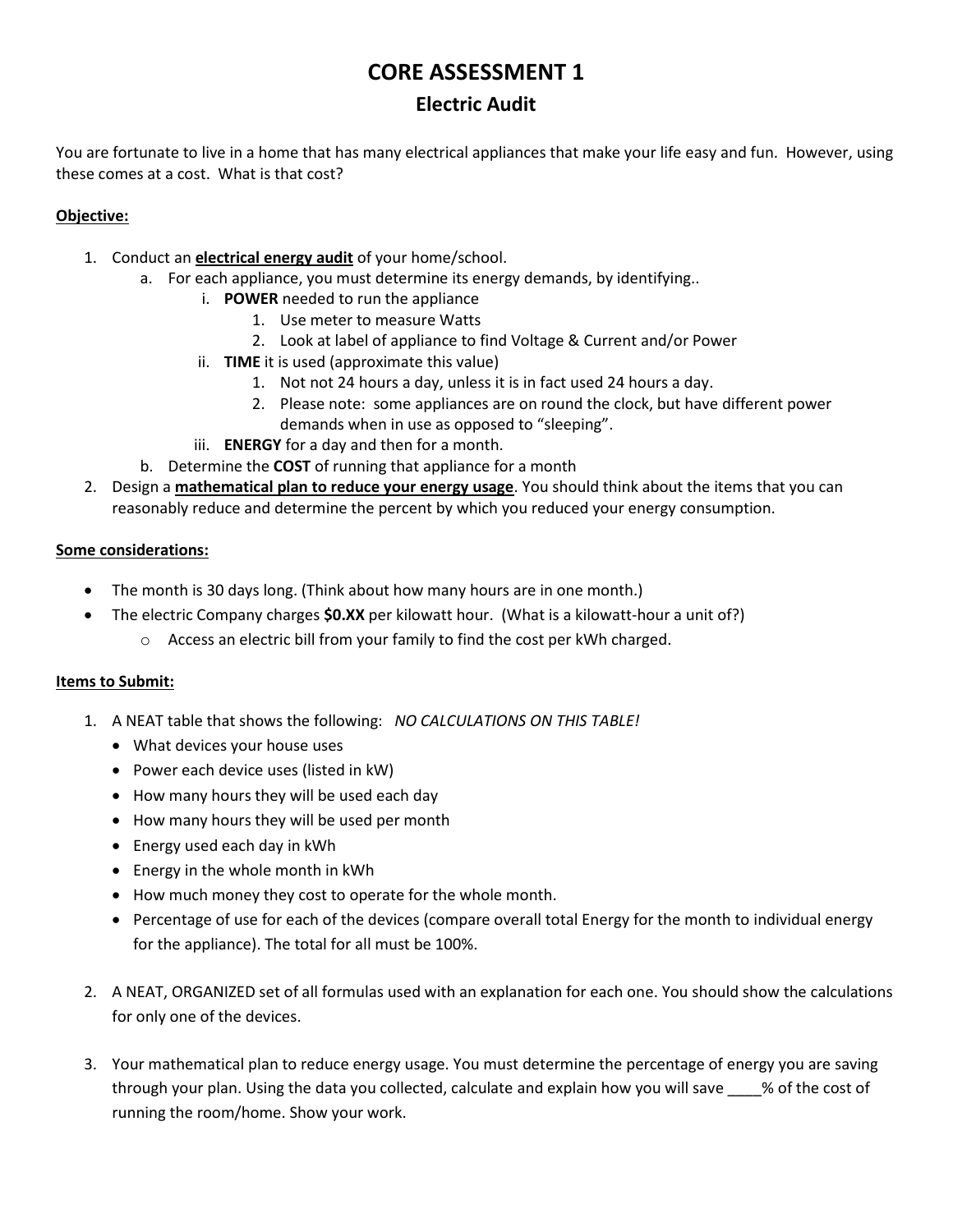# CORE ASSESSMENT 1

## Electric Audit

You are fortunate to live in a home that has many electrical appliances that make your life easy and fun. However, using these comes at a cost. What is that cost?

**Objective:**

1. Conduct an **electrical energy audit** of your home/school.
   a. For each appliance, you must determine its energy demands, by identifying..
      i. **POWER** needed to run the appliance
         1. Use meter to measure Watts
         2. Look at label of appliance to find Voltage & Current and/or Power
      ii. **TIME** it is used (approximate this value)
         1. Not not 24 hours a day, unless it is in fact used 24 hours a day.
         2. Please note: some appliances are on round the clock, but have different power demands when in use as opposed to "sleeping".
      iii. **ENERGY** for a day and then for a month.
   b. Determine the **COST** of running that appliance for a month
2. Design a **mathematical plan to reduce your energy usage**. You should think about the items that you can reasonably reduce and determine the percent by which you reduced your energy consumption.

**Some considerations:**

- The month is 30 days long. (Think about how many hours are in one month.)
- The electric Company charges **$0.XX** per kilowatt hour. (What is a kilowatt-hour a unit of?)
  - Access an electric bill from your family to find the cost per kWh charged.

**Items to Submit:**

1. A NEAT table that shows the following: *NO CALCULATIONS ON THIS TABLE!*
   - What devices your house uses
   - Power each device uses (listed in kW)
   - How many hours they will be used each day
   - How many hours they will be used per month
   - Energy used each day in kWh
   - Energy in the whole month in kWh
   - How much money they cost to operate for the whole month.
   - Percentage of use for each of the devices (compare overall total Energy for the month to individual energy for the appliance). The total for all must be 100%.

2. A NEAT, ORGANIZED set of all formulas used with an explanation for each one. You should show the calculations for only one of the devices.

3. Your mathematical plan to reduce energy usage. You must determine the percentage of energy you are saving through your plan. Using the data you collected, calculate and explain how you will save ____% of the cost of running the room/home. Show your work.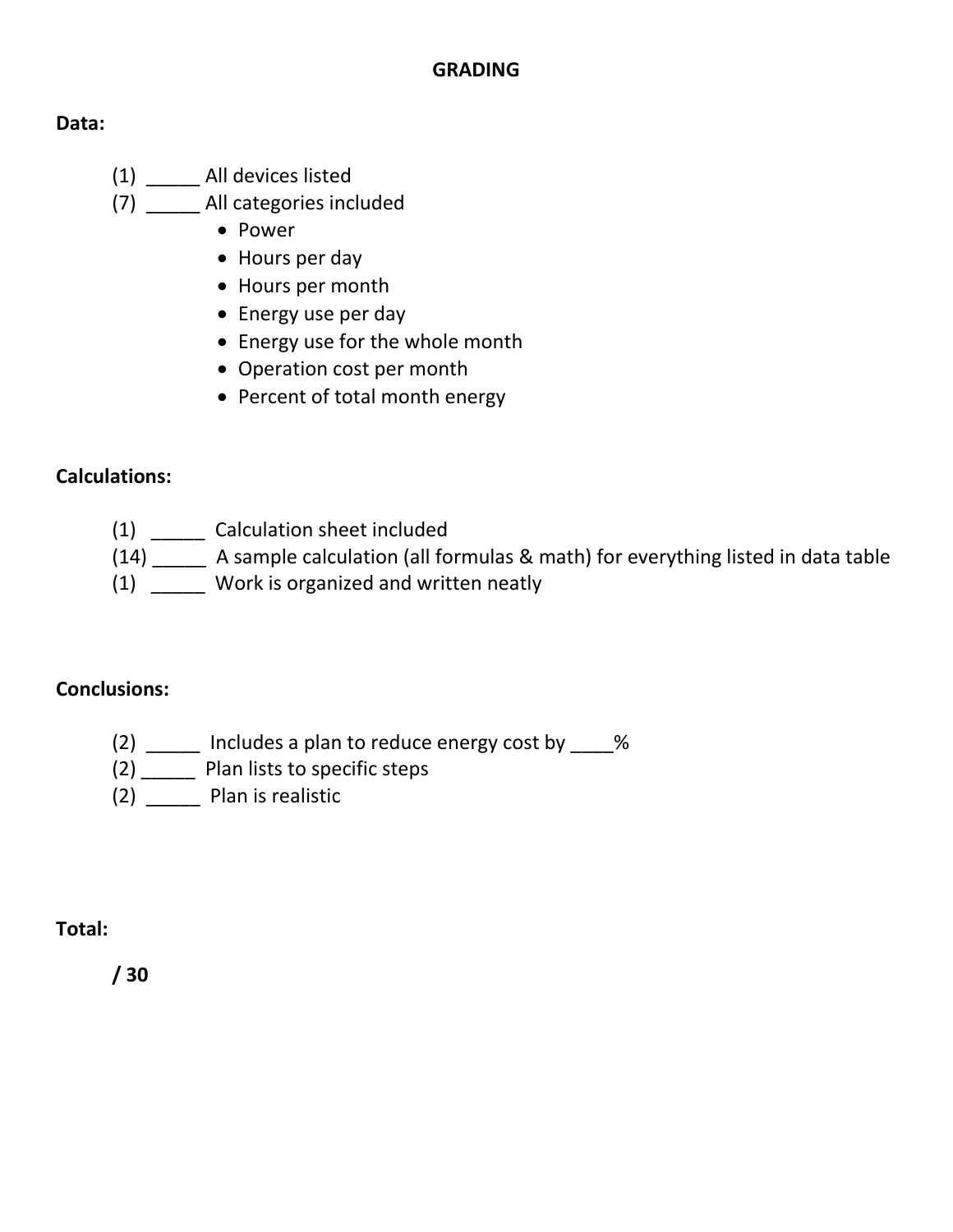# GRADING

**Data:**

(1) _____ All devices listed
(7) _____ All categories included

- Power
- Hours per day
- Hours per month
- Energy use per day
- Energy use for the whole month
- Operation cost per month
- Percent of total month energy

**Calculations:**

(1) _____ Calculation sheet included
(14) _____ A sample calculation (all formulas & math) for everything listed in data table
(1) _____ Work is organized and written neatly

**Conclusions:**

(2) _____ Includes a plan to reduce energy cost by ____%
(2) _____ Plan lists to specific steps
(2) _____ Plan is realistic

**Total:**

**/ 30**